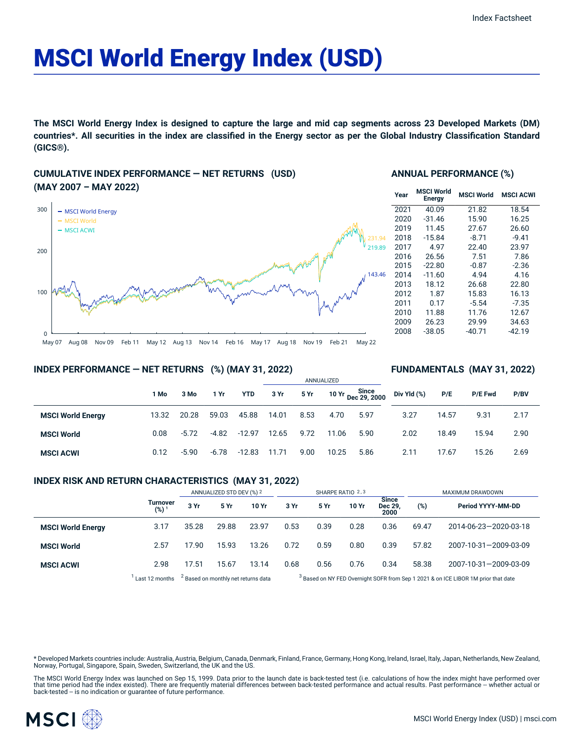Index Factsheet

# MSCI World Energy Index (USD)

**The MSCI World Energy Index is designed to capture the large and mid cap segments across 23 Developed Markets (DM) countries*. All securities in the index are classified in the Energy sector as per the Global Industry Classification Standard (GICS®).**

## CUMULATIVE INDEX PERFORMANCE — NET RETURNS (USD) (MAY 2007 – MAY 2022)

- MSCI World Energy
- MSCI World
- MSCI ACWI

231.94
219.89
143.46

May 07 Aug 08 Nov 09 Feb 11 May 12 Aug 13 Nov 14 Feb 16 May 17 Aug 18 Nov 19 Feb 21 May 22

## ANNUAL PERFORMANCE (%)

| Year | MSCI World Energy | MSCI World | MSCI ACWI |
|---|---|---|---|
| 2021 | 40.09 | 21.82 | 18.54 |
| 2020 | -31.46 | 15.90 | 16.25 |
| 2019 | 11.45 | 27.67 | 26.60 |
| 2018 | -15.84 | -8.71 | -9.41 |
| 2017 | 4.97 | 22.40 | 23.97 |
| 2016 | 26.56 | 7.51 | 7.86 |
| 2015 | -22.80 | -0.87 | -2.36 |
| 2014 | -11.60 | 4.94 | 4.16 |
| 2013 | 18.12 | 26.68 | 22.80 |
| 2012 | 1.87 | 15.83 | 16.13 |
| 2011 | 0.17 | -5.54 | -7.35 |
| 2010 | 11.88 | 11.76 | 12.67 |
| 2009 | 26.23 | 29.99 | 34.63 |
| 2008 | -38.05 | -40.71 | -42.19 |

## INDEX PERFORMANCE — NET RETURNS (%) (MAY 31, 2022)

## FUNDAMENTALS (MAY 31, 2022)

| | | | | | ANNUALIZED | | | | | | | |
|---|---|---|---|---|---|---|---|---|---|---|---|---|
| | 1 Mo | 3 Mo | 1 Yr | YTD | 3 Yr | 5 Yr | 10 Yr | Since Dec 29, 2000 | Div Yld (%) | P/E | P/E Fwd | P/BV |
| **MSCI World Energy** | 13.32 | 20.28 | 59.03 | 45.88 | 14.01 | 8.53 | 4.70 | 5.97 | 3.27 | 14.57 | 9.31 | 2.17 |
| **MSCI World** | 0.08 | -5.72 | -4.82 | -12.97 | 12.65 | 9.72 | 11.06 | 5.90 | 2.02 | 18.49 | 15.94 | 2.90 |
| **MSCI ACWI** | 0.12 | -5.90 | -6.78 | -12.83 | 11.71 | 9.00 | 10.25 | 5.86 | 2.11 | 17.67 | 15.26 | 2.69 |

## INDEX RISK AND RETURN CHARACTERISTICS (MAY 31, 2022)

| | | ANNUALIZED STD DEV (%) [2] | | | SHARPE RATIO [2,3] | | | | MAXIMUM DRAWDOWN | |
|---|---|---|---|---|---|---|---|---|---|---|
| | Turnover (%) [1] | 3 Yr | 5 Yr | 10 Yr | 3 Yr | 5 Yr | 10 Yr | Since Dec 29, 2000 | (%) | Period YYYY-MM-DD |
| **MSCI World Energy** | 3.17 | 35.28 | 29.88 | 23.97 | 0.53 | 0.39 | 0.28 | 0.36 | 69.47 | 2014-06-23—2020-03-18 |
| **MSCI World** | 2.57 | 17.90 | 15.93 | 13.26 | 0.72 | 0.59 | 0.80 | 0.39 | 57.82 | 2007-10-31—2009-03-09 |
| **MSCI ACWI** | 2.98 | 17.51 | 15.67 | 13.14 | 0.68 | 0.56 | 0.76 | 0.34 | 58.38 | 2007-10-31—2009-03-09 |

[1] Last 12 months [2] Based on monthly net returns data [3] Based on NY FED Overnight SOFR from Sep 1 2021 & on ICE LIBOR 1M prior that date

* Developed Markets countries include: Australia, Austria, Belgium, Canada, Denmark, Finland, France, Germany, Hong Kong, Ireland, Israel, Italy, Japan, Netherlands, New Zealand, Norway, Portugal, Singapore, Spain, Sweden, Switzerland, the UK and the US.

The MSCI World Energy Index was launched on Sep 15, 1999. Data prior to the launch date is back-tested test (i.e. calculations of how the index might have performed over that time period had the index existed). There are frequently material differences between back-tested performance and actual results. Past performance -- whether actual or back-tested -- is no indication or guarantee of future performance.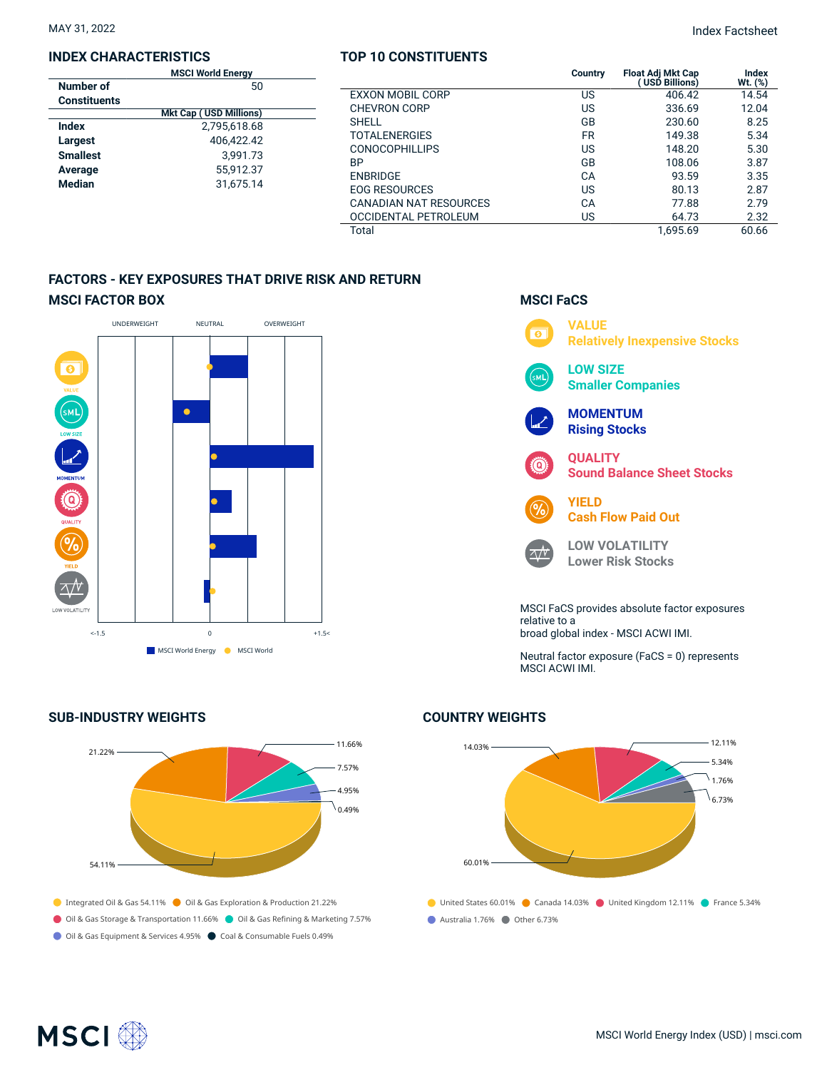MAY 31, 2022

Index Factsheet

## INDEX CHARACTERISTICS

| | MSCI World Energy |
|---|---|
| Number of Constituents | 50 |
| | **Mkt Cap ( USD Millions)** |
| Index | 2,795,618.68 |
| Largest | 406,422.42 |
| Smallest | 3,991.73 |
| Average | 55,912.37 |
| Median | 31,675.14 |

## TOP 10 CONSTITUENTS

| | Country | Float Adj Mkt Cap ( USD Billions) | Index Wt. (%) |
|---|---|---|---|
| EXXON MOBIL CORP | US | 406.42 | 14.54 |
| CHEVRON CORP | US | 336.69 | 12.04 |
| SHELL | GB | 230.60 | 8.25 |
| TOTALENERGIES | FR | 149.38 | 5.34 |
| CONOCOPHILLIPS | US | 148.20 | 5.30 |
| BP | GB | 108.06 | 3.87 |
| ENBRIDGE | CA | 93.59 | 3.35 |
| EOG RESOURCES | US | 80.13 | 2.87 |
| CANADIAN NAT RESOURCES | CA | 77.88 | 2.79 |
| OCCIDENTAL PETROLEUM | US | 64.73 | 2.32 |
| Total | | 1,695.69 | 60.66 |

## FACTORS - KEY EXPOSURES THAT DRIVE RISK AND RETURN

### MSCI FACTOR BOX

UNDERWEIGHT | NEUTRAL | OVERWEIGHT

VALUE, LOW SIZE, MOMENTUM, QUALITY, YIELD, LOW VOLATILITY

<-1.5 | 0 | +1.5<

MSCI World Energy | MSCI World

### MSCI FaCS

**VALUE** Relatively Inexpensive Stocks

**LOW SIZE** Smaller Companies

**MOMENTUM** Rising Stocks

**QUALITY** Sound Balance Sheet Stocks

**YIELD** Cash Flow Paid Out

**LOW VOLATILITY** Lower Risk Stocks

MSCI FaCS provides absolute factor exposures relative to a broad global index - MSCI ACWI IMI.

Neutral factor exposure (FaCS = 0) represents MSCI ACWI IMI.

## SUB-INDUSTRY WEIGHTS

- Integrated Oil & Gas 54.11%
- Oil & Gas Exploration & Production 21.22%
- Oil & Gas Storage & Transportation 11.66%
- Oil & Gas Refining & Marketing 7.57%
- Oil & Gas Equipment & Services 4.95%
- Coal & Consumable Fuels 0.49%

## COUNTRY WEIGHTS

- United States 60.01%
- Canada 14.03%
- United Kingdom 12.11%
- France 5.34%
- Australia 1.76%
- Other 6.73%

MSCI World Energy Index (USD) | msci.com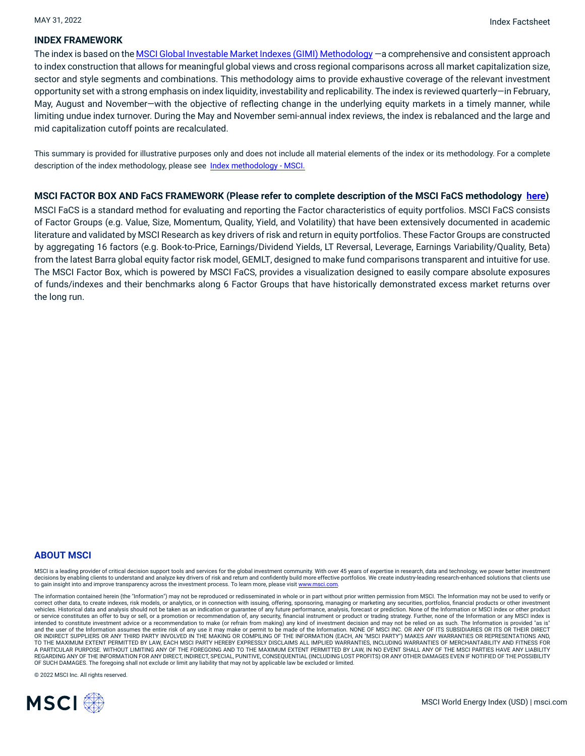## INDEX FRAMEWORK

The index is based on the [MSCI Global Investable Market Indexes (GIMI) Methodology](#) —a comprehensive and consistent approach to index construction that allows for meaningful global views and cross regional comparisons across all market capitalization size, sector and style segments and combinations. This methodology aims to provide exhaustive coverage of the relevant investment opportunity set with a strong emphasis on index liquidity, investability and replicability. The index is reviewed quarterly—in February, May, August and November—with the objective of reflecting change in the underlying equity markets in a timely manner, while limiting undue index turnover. During the May and November semi-annual index reviews, the index is rebalanced and the large and mid capitalization cutoff points are recalculated.

This summary is provided for illustrative purposes only and does not include all material elements of the index or its methodology. For a complete description of the index methodology, please see [Index methodology - MSCI.](#)

## MSCI FACTOR BOX AND FaCS FRAMEWORK (Please refer to complete description of the MSCI FaCS methodology [here](#))

MSCI FaCS is a standard method for evaluating and reporting the Factor characteristics of equity portfolios. MSCI FaCS consists of Factor Groups (e.g. Value, Size, Momentum, Quality, Yield, and Volatility) that have been extensively documented in academic literature and validated by MSCI Research as key drivers of risk and return in equity portfolios. These Factor Groups are constructed by aggregating 16 factors (e.g. Book-to-Price, Earnings/Dividend Yields, LT Reversal, Leverage, Earnings Variability/Quality, Beta) from the latest Barra global equity factor risk model, GEMLT, designed to make fund comparisons transparent and intuitive for use. The MSCI Factor Box, which is powered by MSCI FaCS, provides a visualization designed to easily compare absolute exposures of funds/indexes and their benchmarks along 6 Factor Groups that have historically demonstrated excess market returns over the long run.

## ABOUT MSCI

MSCI is a leading provider of critical decision support tools and services for the global investment community. With over 45 years of expertise in research, data and technology, we power better investment decisions by enabling clients to understand and analyze key drivers of risk and return and confidently build more effective portfolios. We create industry-leading research-enhanced solutions that clients use to gain insight into and improve transparency across the investment process. To learn more, please visit [www.msci.com](#).

The information contained herein (the "Information") may not be reproduced or redisseminated in whole or in part without prior written permission from MSCI. The Information may not be used to verify or correct other data, to create indexes, risk models, or analytics, or in connection with issuing, offering, sponsoring, managing or marketing any securities, portfolios, financial products or other investment vehicles. Historical data and analysis should not be taken as an indication or guarantee of any future performance, analysis, forecast or prediction. None of the Information or MSCI index or other product or service constitutes an offer to buy or sell, or a promotion or recommendation of, any security, financial instrument or product or trading strategy. Further, none of the Information or any MSCI index is intended to constitute investment advice or a recommendation to make (or refrain from making) any kind of investment decision and may not be relied on as such. The Information is provided "as is" and the user of the Information assumes the entire risk of any use it may make or permit to be made of the Information. NONE OF MSCI INC. OR ANY OF ITS SUBSIDIARIES OR ITS OR THEIR DIRECT OR INDIRECT SUPPLIERS OR ANY THIRD PARTY INVOLVED IN THE MAKING OR COMPILING OF THE INFORMATION (EACH, AN "MSCI PARTY") MAKES ANY WARRANTIES OR REPRESENTATIONS AND, TO THE MAXIMUM EXTENT PERMITTED BY LAW, EACH MSCI PARTY HEREBY EXPRESSLY DISCLAIMS ALL IMPLIED WARRANTIES, INCLUDING WARRANTIES OF MERCHANTABILITY AND FITNESS FOR A PARTICULAR PURPOSE. WITHOUT LIMITING ANY OF THE FOREGOING AND TO THE MAXIMUM EXTENT PERMITTED BY LAW, IN NO EVENT SHALL ANY OF THE MSCI PARTIES HAVE ANY LIABILITY REGARDING ANY OF THE INFORMATION FOR ANY DIRECT, INDIRECT, SPECIAL, PUNITIVE, CONSEQUENTIAL (INCLUDING LOST PROFITS) OR ANY OTHER DAMAGES EVEN IF NOTIFIED OF THE POSSIBILITY OF SUCH DAMAGES. The foregoing shall not exclude or limit any liability that may not by applicable law be excluded or limited.

© 2022 MSCI Inc. All rights reserved.